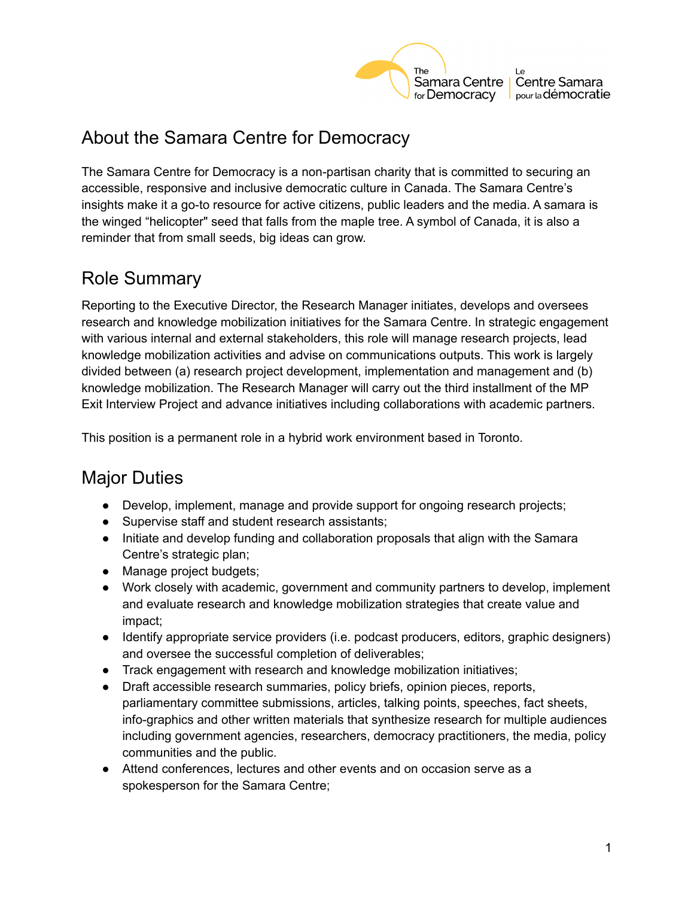# About the Samara Centre for Democracy

The Samara Centre for Democracy is a non-partisan charity that is committed to securing an accessible, responsive and inclusive democratic culture in Canada. The Samara Centre's insights make it a go-to resource for active citizens, public leaders and the media. A samara is the winged "helicopter" seed that falls from the maple tree. A symbol of Canada, it is also a reminder that from small seeds, big ideas can grow.

# Role Summary

Reporting to the Executive Director, the Research Manager initiates, develops and oversees research and knowledge mobilization initiatives for the Samara Centre. In strategic engagement with various internal and external stakeholders, this role will manage research projects, lead knowledge mobilization activities and advise on communications outputs. This work is largely divided between (a) research project development, implementation and management and (b) knowledge mobilization. The Research Manager will carry out the third installment of the MP Exit Interview Project and advance initiatives including collaborations with academic partners.

This position is a permanent role in a hybrid work environment based in Toronto.

# Major Duties

- Develop, implement, manage and provide support for ongoing research projects;
- Supervise staff and student research assistants;
- Initiate and develop funding and collaboration proposals that align with the Samara Centre's strategic plan;
- Manage project budgets;
- Work closely with academic, government and community partners to develop, implement and evaluate research and knowledge mobilization strategies that create value and impact;
- Identify appropriate service providers (i.e. podcast producers, editors, graphic designers) and oversee the successful completion of deliverables;
- Track engagement with research and knowledge mobilization initiatives;
- Draft accessible research summaries, policy briefs, opinion pieces, reports, parliamentary committee submissions, articles, talking points, speeches, fact sheets, info-graphics and other written materials that synthesize research for multiple audiences including government agencies, researchers, democracy practitioners, the media, policy communities and the public.
- Attend conferences, lectures and other events and on occasion serve as a spokesperson for the Samara Centre;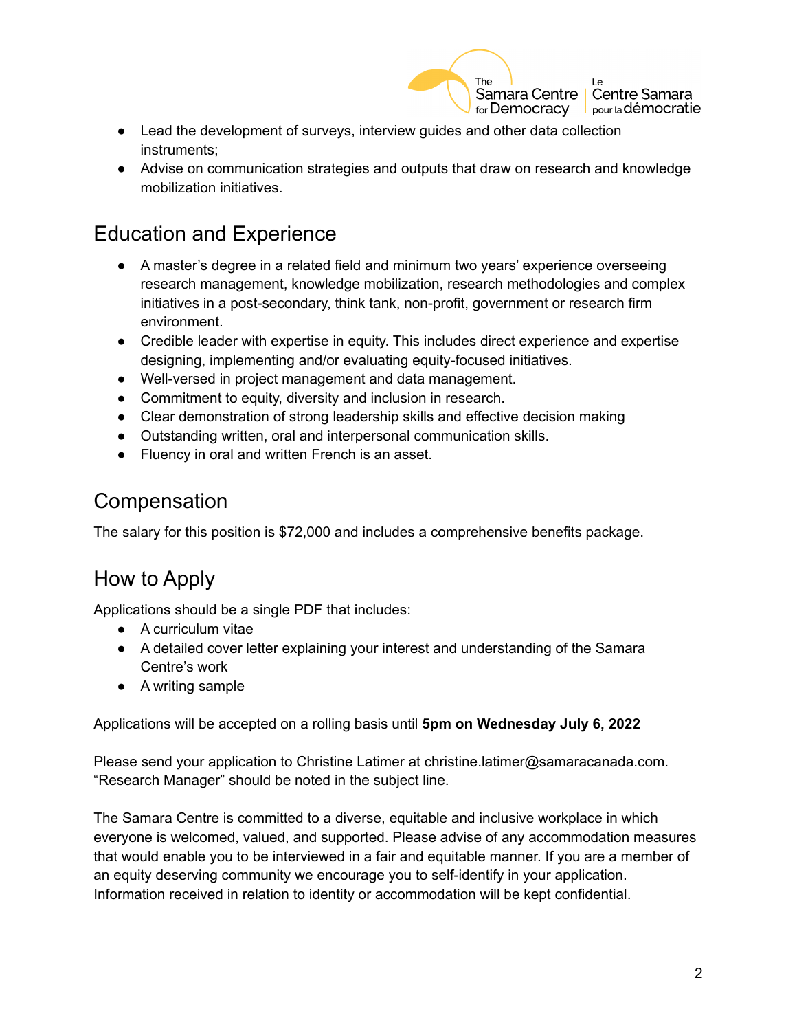- Lead the development of surveys, interview guides and other data collection instruments;
- Advise on communication strategies and outputs that draw on research and knowledge mobilization initiatives.

## Education and Experience

- A master's degree in a related field and minimum two years' experience overseeing research management, knowledge mobilization, research methodologies and complex initiatives in a post-secondary, think tank, non-profit, government or research firm environment.
- Credible leader with expertise in equity. This includes direct experience and expertise designing, implementing and/or evaluating equity-focused initiatives.
- Well-versed in project management and data management.
- Commitment to equity, diversity and inclusion in research.
- Clear demonstration of strong leadership skills and effective decision making
- Outstanding written, oral and interpersonal communication skills.
- Fluency in oral and written French is an asset.

## Compensation

The salary for this position is $72,000 and includes a comprehensive benefits package.

## How to Apply

Applications should be a single PDF that includes:

- A curriculum vitae
- A detailed cover letter explaining your interest and understanding of the Samara Centre's work
- A writing sample

Applications will be accepted on a rolling basis until **5pm on Wednesday July 6, 2022**

Please send your application to Christine Latimer at christine.latimer@samaracanada.com. "Research Manager" should be noted in the subject line.

The Samara Centre is committed to a diverse, equitable and inclusive workplace in which everyone is welcomed, valued, and supported. Please advise of any accommodation measures that would enable you to be interviewed in a fair and equitable manner. If you are a member of an equity deserving community we encourage you to self-identify in your application. Information received in relation to identity or accommodation will be kept confidential.